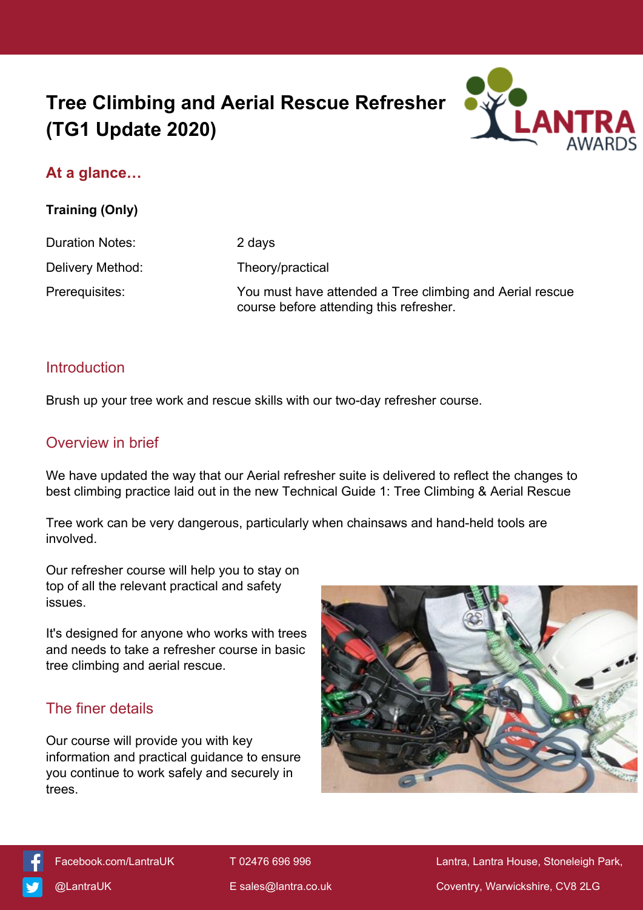# Tree Climbing and Aerial Rescue Refresher (TG1 Update 2020)

## At a glance…

**Training (Only)**

| | |
|---|---|
| Duration Notes: | 2 days |
| Delivery Method: | Theory/practical |
| Prerequisites: | You must have attended a Tree climbing and Aerial rescue course before attending this refresher. |

## Introduction

Brush up your tree work and rescue skills with our two-day refresher course.

## Overview in brief

We have updated the way that our Aerial refresher suite is delivered to reflect the changes to best climbing practice laid out in the new Technical Guide 1: Tree Climbing & Aerial Rescue

Tree work can be very dangerous, particularly when chainsaws and hand-held tools are involved.

Our refresher course will help you to stay on top of all the relevant practical and safety issues.

It's designed for anyone who works with trees and needs to take a refresher course in basic tree climbing and aerial rescue.

## The finer details

Our course will provide you with key information and practical guidance to ensure you continue to work safely and securely in trees.

Facebook.com/LantraUK
@LantraUK
T 02476 696 996
E sales@lantra.co.uk
Lantra, Lantra House, Stoneleigh Park, Coventry, Warwickshire, CV8 2LG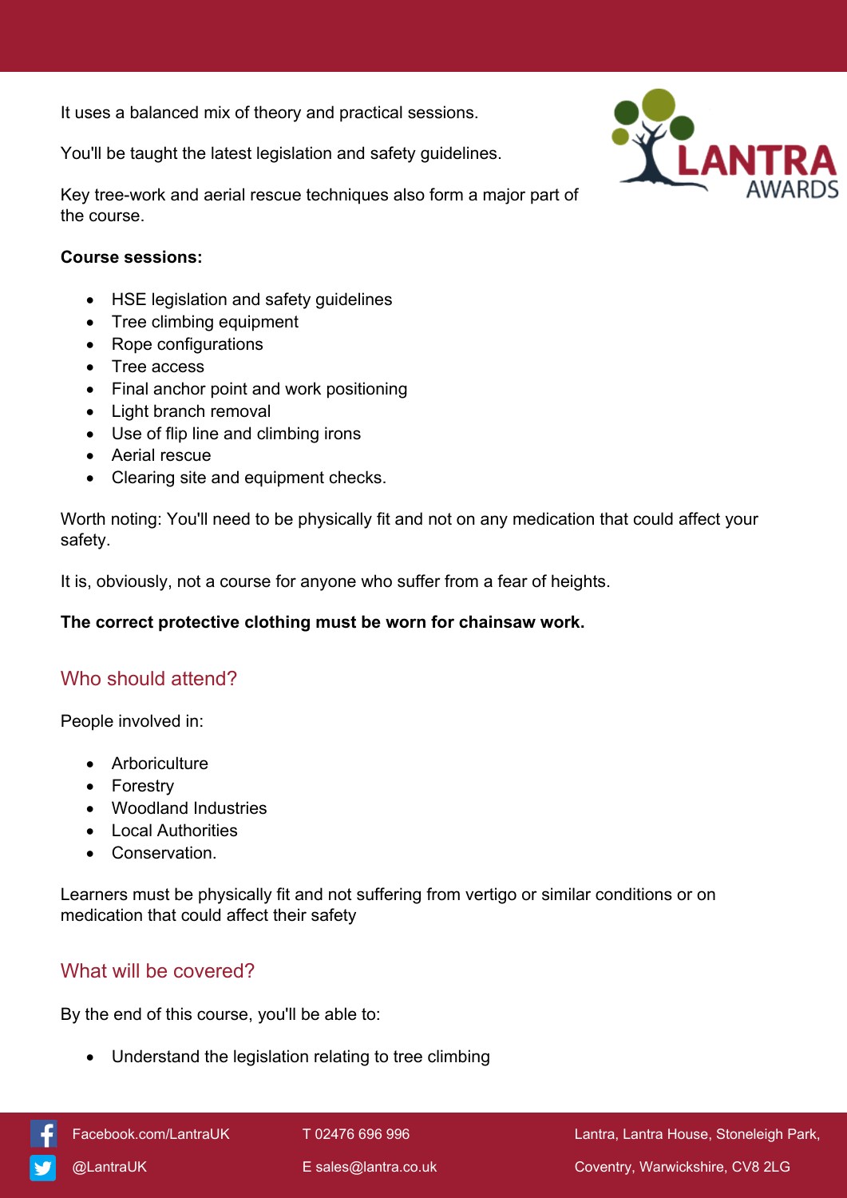It uses a balanced mix of theory and practical sessions.

You'll be taught the latest legislation and safety guidelines.

Key tree-work and aerial rescue techniques also form a major part of the course.

**Course sessions:**

- HSE legislation and safety guidelines
- Tree climbing equipment
- Rope configurations
- Tree access
- Final anchor point and work positioning
- Light branch removal
- Use of flip line and climbing irons
- Aerial rescue
- Clearing site and equipment checks.

Worth noting: You'll need to be physically fit and not on any medication that could affect your safety.

It is, obviously, not a course for anyone who suffer from a fear of heights.

**The correct protective clothing must be worn for chainsaw work.**

## Who should attend?

People involved in:

- Arboriculture
- Forestry
- Woodland Industries
- Local Authorities
- Conservation.

Learners must be physically fit and not suffering from vertigo or similar conditions or on medication that could affect their safety

## What will be covered?

By the end of this course, you'll be able to:

- Understand the legislation relating to tree climbing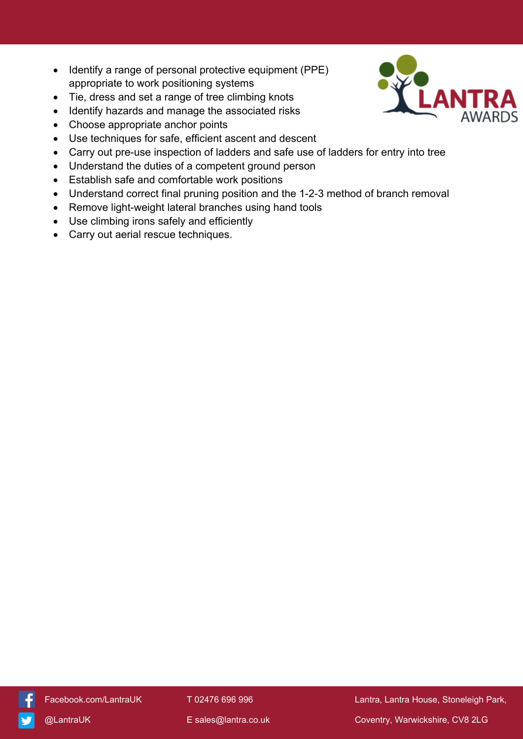- Identify a range of personal protective equipment (PPE) appropriate to work positioning systems
- Tie, dress and set a range of tree climbing knots
- Identify hazards and manage the associated risks
- Choose appropriate anchor points
- Use techniques for safe, efficient ascent and descent
- Carry out pre-use inspection of ladders and safe use of ladders for entry into tree
- Understand the duties of a competent ground person
- Establish safe and comfortable work positions
- Understand correct final pruning position and the 1-2-3 method of branch removal
- Remove light-weight lateral branches using hand tools
- Use climbing irons safely and efficiently
- Carry out aerial rescue techniques.